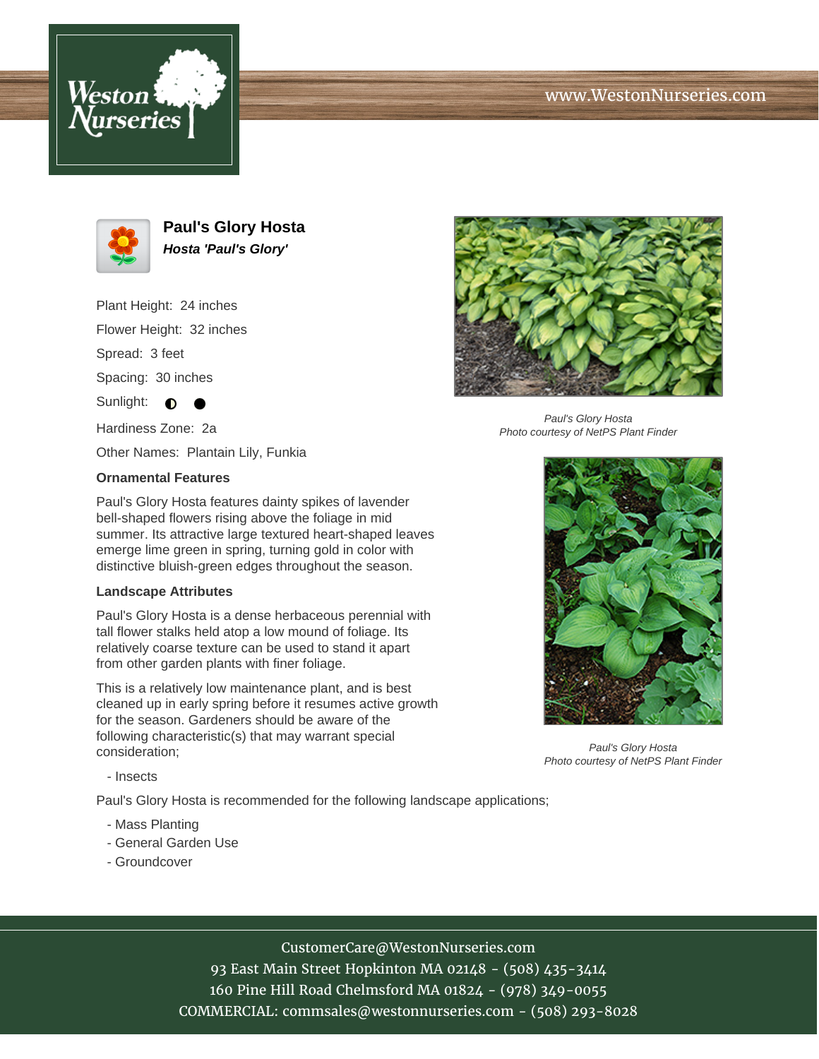www.WestonNurseries.com

# Paul's Glory Hosta

***Hosta 'Paul's Glory'***

Plant Height: 24 inches

Flower Height: 32 inches

Spread: 3 feet

Spacing: 30 inches

Sunlight: ◐ ●

Hardiness Zone: 2a

Other Names: Plantain Lily, Funkia

### Ornamental Features

Paul's Glory Hosta features dainty spikes of lavender bell-shaped flowers rising above the foliage in mid summer. Its attractive large textured heart-shaped leaves emerge lime green in spring, turning gold in color with distinctive bluish-green edges throughout the season.

### Landscape Attributes

Paul's Glory Hosta is a dense herbaceous perennial with tall flower stalks held atop a low mound of foliage. Its relatively coarse texture can be used to stand it apart from other garden plants with finer foliage.

This is a relatively low maintenance plant, and is best cleaned up in early spring before it resumes active growth for the season. Gardeners should be aware of the following characteristic(s) that may warrant special consideration;

- Insects

Paul's Glory Hosta is recommended for the following landscape applications;

- Mass Planting
- General Garden Use
- Groundcover

*Paul's Glory Hosta*
*Photo courtesy of NetPS Plant Finder*

*Paul's Glory Hosta*
*Photo courtesy of NetPS Plant Finder*

CustomerCare@WestonNurseries.com
93 East Main Street Hopkinton MA 02148 - (508) 435-3414
160 Pine Hill Road Chelmsford MA 01824 - (978) 349-0055
COMMERCIAL: commsales@westonnurseries.com - (508) 293-8028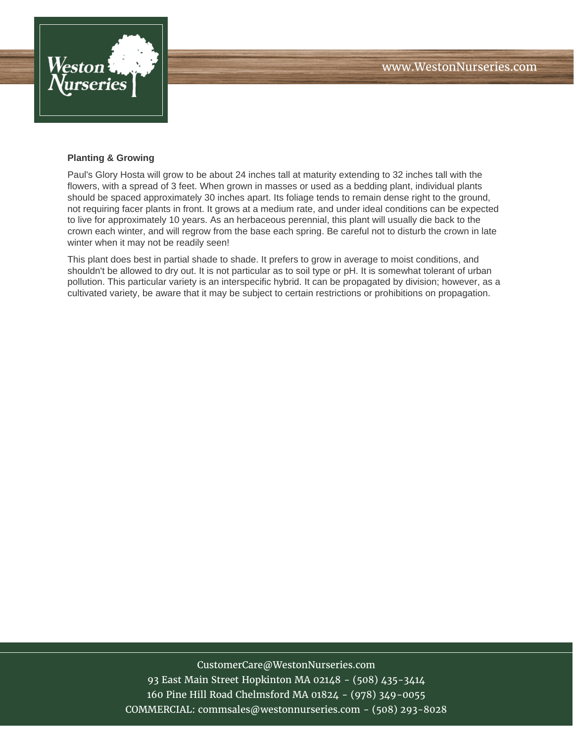### Planting & Growing

Paul's Glory Hosta will grow to be about 24 inches tall at maturity extending to 32 inches tall with the flowers, with a spread of 3 feet. When grown in masses or used as a bedding plant, individual plants should be spaced approximately 30 inches apart. Its foliage tends to remain dense right to the ground, not requiring facer plants in front. It grows at a medium rate, and under ideal conditions can be expected to live for approximately 10 years. As an herbaceous perennial, this plant will usually die back to the crown each winter, and will regrow from the base each spring. Be careful not to disturb the crown in late winter when it may not be readily seen!

This plant does best in partial shade to shade. It prefers to grow in average to moist conditions, and shouldn't be allowed to dry out. It is not particular as to soil type or pH. It is somewhat tolerant of urban pollution. This particular variety is an interspecific hybrid. It can be propagated by division; however, as a cultivated variety, be aware that it may be subject to certain restrictions or prohibitions on propagation.